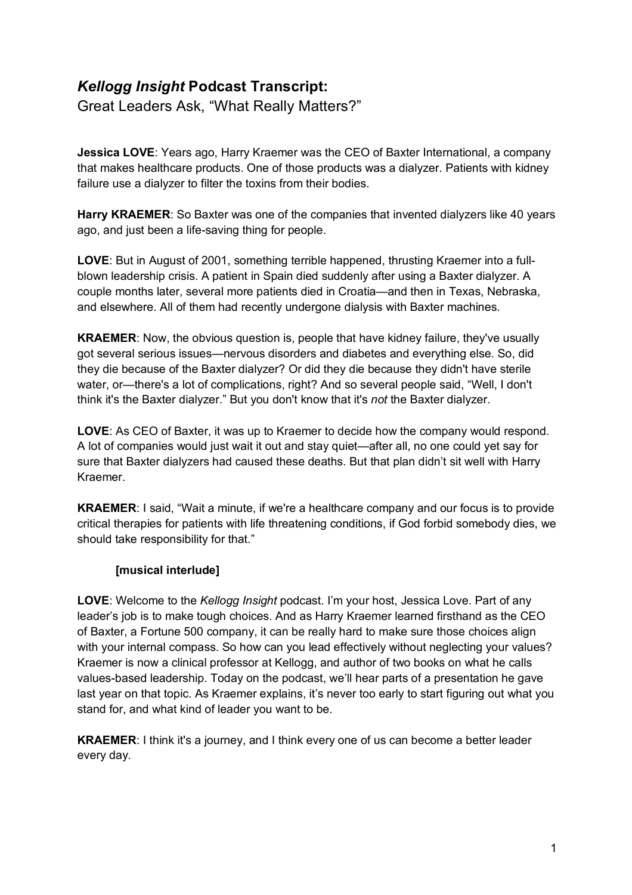# *Kellogg Insight* Podcast Transcript:

Great Leaders Ask, "What Really Matters?"

**Jessica LOVE**: Years ago, Harry Kraemer was the CEO of Baxter International, a company that makes healthcare products. One of those products was a dialyzer. Patients with kidney failure use a dialyzer to filter the toxins from their bodies.

**Harry KRAEMER**: So Baxter was one of the companies that invented dialyzers like 40 years ago, and just been a life-saving thing for people.

**LOVE**: But in August of 2001, something terrible happened, thrusting Kraemer into a full-blown leadership crisis. A patient in Spain died suddenly after using a Baxter dialyzer. A couple months later, several more patients died in Croatia—and then in Texas, Nebraska, and elsewhere. All of them had recently undergone dialysis with Baxter machines.

**KRAEMER**: Now, the obvious question is, people that have kidney failure, they've usually got several serious issues—nervous disorders and diabetes and everything else. So, did they die because of the Baxter dialyzer? Or did they die because they didn't have sterile water, or—there's a lot of complications, right? And so several people said, "Well, I don't think it's the Baxter dialyzer." But you don't know that it's *not* the Baxter dialyzer.

**LOVE**: As CEO of Baxter, it was up to Kraemer to decide how the company would respond. A lot of companies would just wait it out and stay quiet—after all, no one could yet say for sure that Baxter dialyzers had caused these deaths. But that plan didn't sit well with Harry Kraemer.

**KRAEMER**: I said, "Wait a minute, if we're a healthcare company and our focus is to provide critical therapies for patients with life threatening conditions, if God forbid somebody dies, we should take responsibility for that."

**[musical interlude]**

**LOVE**: Welcome to the *Kellogg Insight* podcast. I'm your host, Jessica Love. Part of any leader's job is to make tough choices. And as Harry Kraemer learned firsthand as the CEO of Baxter, a Fortune 500 company, it can be really hard to make sure those choices align with your internal compass. So how can you lead effectively without neglecting your values? Kraemer is now a clinical professor at Kellogg, and author of two books on what he calls values-based leadership. Today on the podcast, we'll hear parts of a presentation he gave last year on that topic. As Kraemer explains, it's never too early to start figuring out what you stand for, and what kind of leader you want to be.

**KRAEMER**: I think it's a journey, and I think every one of us can become a better leader every day.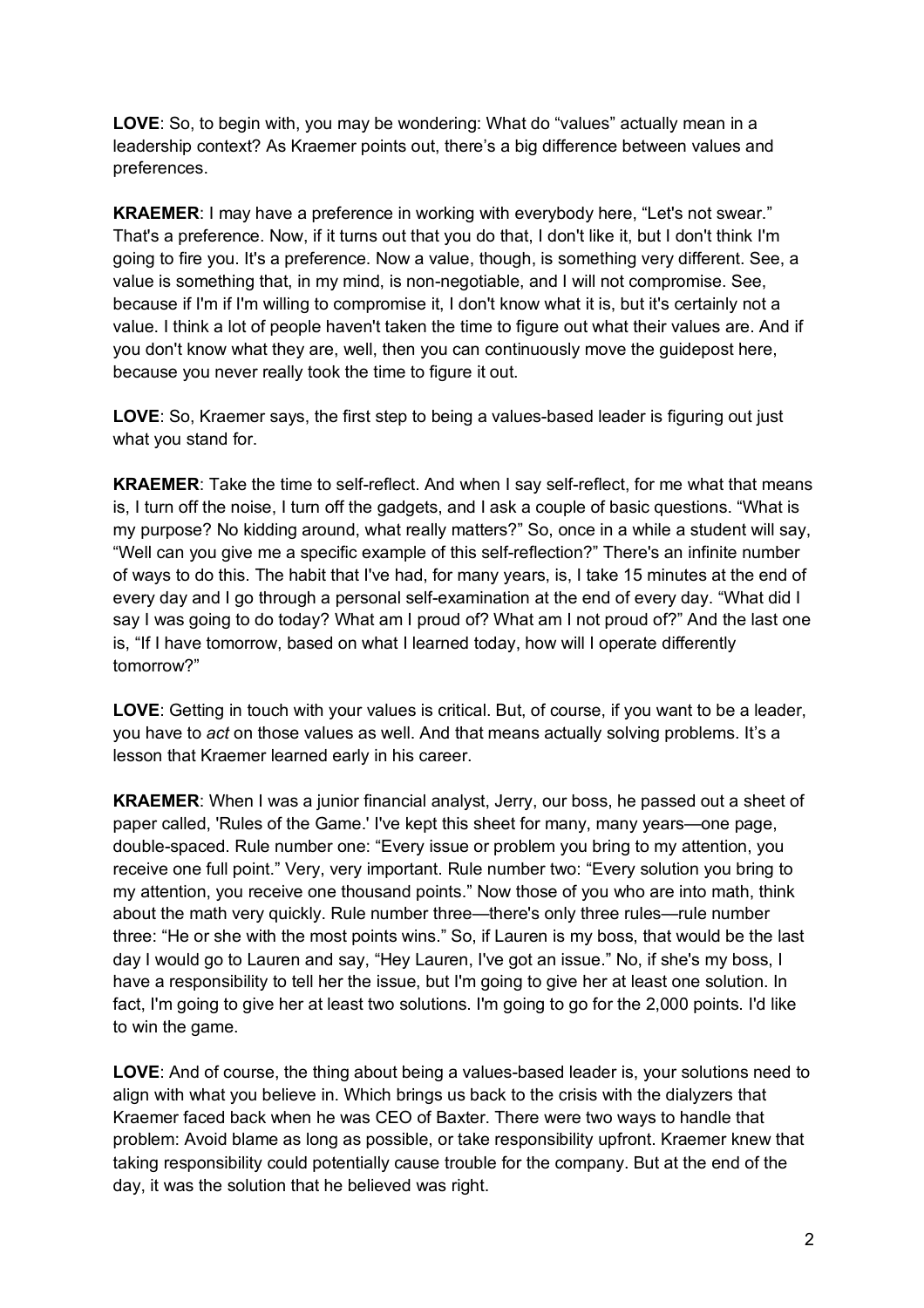**LOVE**: So, to begin with, you may be wondering: What do "values" actually mean in a leadership context? As Kraemer points out, there's a big difference between values and preferences.

**KRAEMER**: I may have a preference in working with everybody here, "Let's not swear." That's a preference. Now, if it turns out that you do that, I don't like it, but I don't think I'm going to fire you. It's a preference. Now a value, though, is something very different. See, a value is something that, in my mind, is non-negotiable, and I will not compromise. See, because if I'm if I'm willing to compromise it, I don't know what it is, but it's certainly not a value. I think a lot of people haven't taken the time to figure out what their values are. And if you don't know what they are, well, then you can continuously move the guidepost here, because you never really took the time to figure it out.

**LOVE**: So, Kraemer says, the first step to being a values-based leader is figuring out just what you stand for.

**KRAEMER**: Take the time to self-reflect. And when I say self-reflect, for me what that means is, I turn off the noise, I turn off the gadgets, and I ask a couple of basic questions. "What is my purpose? No kidding around, what really matters?" So, once in a while a student will say, "Well can you give me a specific example of this self-reflection?" There's an infinite number of ways to do this. The habit that I've had, for many years, is, I take 15 minutes at the end of every day and I go through a personal self-examination at the end of every day. "What did I say I was going to do today? What am I proud of? What am I not proud of?" And the last one is, "If I have tomorrow, based on what I learned today, how will I operate differently tomorrow?"

**LOVE**: Getting in touch with your values is critical. But, of course, if you want to be a leader, you have to *act* on those values as well. And that means actually solving problems. It's a lesson that Kraemer learned early in his career.

**KRAEMER**: When I was a junior financial analyst, Jerry, our boss, he passed out a sheet of paper called, 'Rules of the Game.' I've kept this sheet for many, many years—one page, double-spaced. Rule number one: "Every issue or problem you bring to my attention, you receive one full point." Very, very important. Rule number two: "Every solution you bring to my attention, you receive one thousand points." Now those of you who are into math, think about the math very quickly. Rule number three—there's only three rules—rule number three: "He or she with the most points wins." So, if Lauren is my boss, that would be the last day I would go to Lauren and say, "Hey Lauren, I've got an issue." No, if she's my boss, I have a responsibility to tell her the issue, but I'm going to give her at least one solution. In fact, I'm going to give her at least two solutions. I'm going to go for the 2,000 points. I'd like to win the game.

**LOVE**: And of course, the thing about being a values-based leader is, your solutions need to align with what you believe in. Which brings us back to the crisis with the dialyzers that Kraemer faced back when he was CEO of Baxter. There were two ways to handle that problem: Avoid blame as long as possible, or take responsibility upfront. Kraemer knew that taking responsibility could potentially cause trouble for the company. But at the end of the day, it was the solution that he believed was right.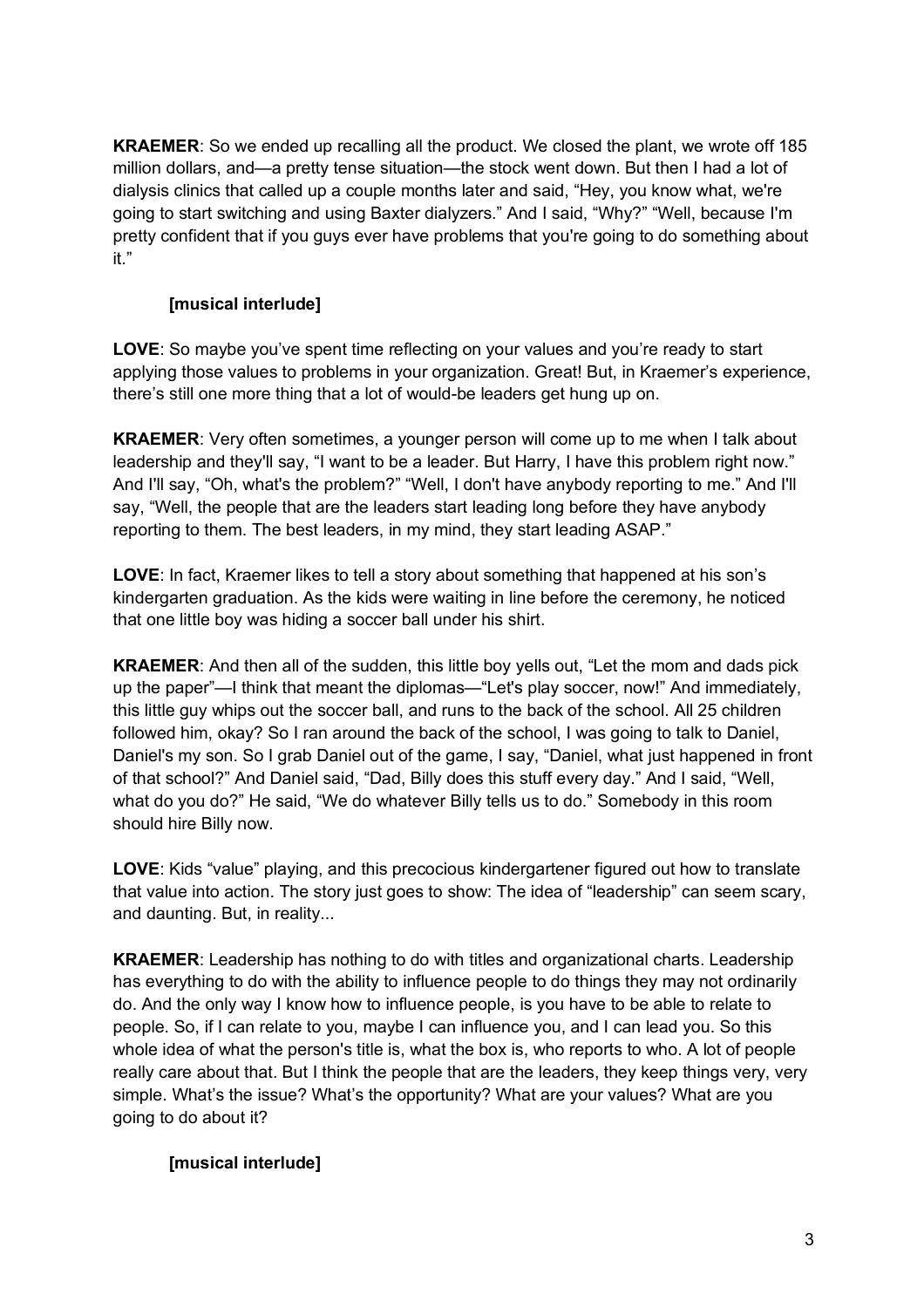**KRAEMER**: So we ended up recalling all the product. We closed the plant, we wrote off 185 million dollars, and—a pretty tense situation—the stock went down. But then I had a lot of dialysis clinics that called up a couple months later and said, "Hey, you know what, we're going to start switching and using Baxter dialyzers." And I said, "Why?" "Well, because I'm pretty confident that if you guys ever have problems that you're going to do something about it."

**[musical interlude]**

**LOVE**: So maybe you've spent time reflecting on your values and you're ready to start applying those values to problems in your organization. Great! But, in Kraemer's experience, there's still one more thing that a lot of would-be leaders get hung up on.

**KRAEMER**: Very often sometimes, a younger person will come up to me when I talk about leadership and they'll say, "I want to be a leader. But Harry, I have this problem right now." And I'll say, "Oh, what's the problem?" "Well, I don't have anybody reporting to me." And I'll say, "Well, the people that are the leaders start leading long before they have anybody reporting to them. The best leaders, in my mind, they start leading ASAP."

**LOVE**: In fact, Kraemer likes to tell a story about something that happened at his son's kindergarten graduation. As the kids were waiting in line before the ceremony, he noticed that one little boy was hiding a soccer ball under his shirt.

**KRAEMER**: And then all of the sudden, this little boy yells out, "Let the mom and dads pick up the paper"—I think that meant the diplomas—"Let's play soccer, now!" And immediately, this little guy whips out the soccer ball, and runs to the back of the school. All 25 children followed him, okay? So I ran around the back of the school, I was going to talk to Daniel, Daniel's my son. So I grab Daniel out of the game, I say, "Daniel, what just happened in front of that school?" And Daniel said, "Dad, Billy does this stuff every day." And I said, "Well, what do you do?" He said, "We do whatever Billy tells us to do." Somebody in this room should hire Billy now.

**LOVE**: Kids "value" playing, and this precocious kindergartener figured out how to translate that value into action. The story just goes to show: The idea of "leadership" can seem scary, and daunting. But, in reality...

**KRAEMER**: Leadership has nothing to do with titles and organizational charts. Leadership has everything to do with the ability to influence people to do things they may not ordinarily do. And the only way I know how to influence people, is you have to be able to relate to people. So, if I can relate to you, maybe I can influence you, and I can lead you. So this whole idea of what the person's title is, what the box is, who reports to who. A lot of people really care about that. But I think the people that are the leaders, they keep things very, very simple. What's the issue? What's the opportunity? What are your values? What are you going to do about it?

**[musical interlude]**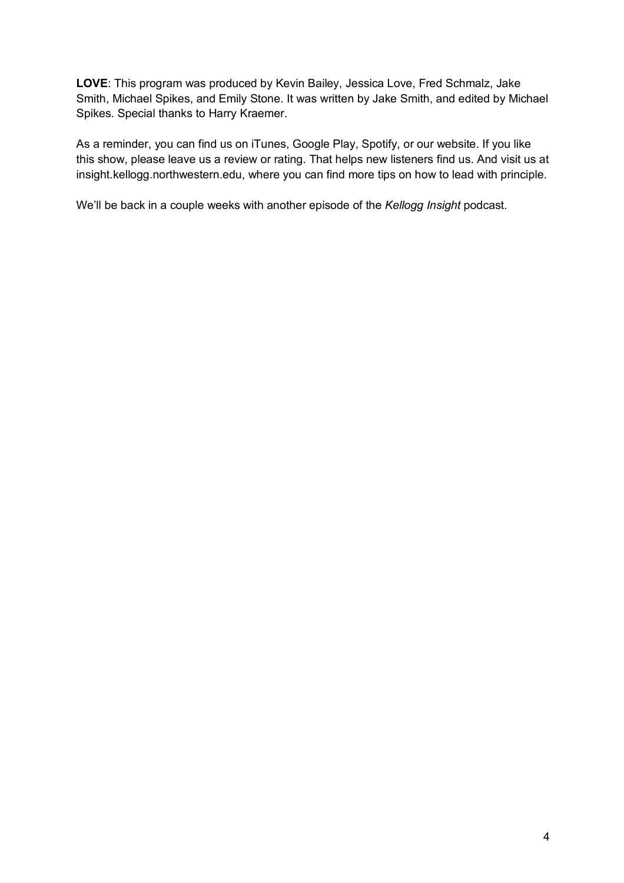**LOVE**: This program was produced by Kevin Bailey, Jessica Love, Fred Schmalz, Jake Smith, Michael Spikes, and Emily Stone. It was written by Jake Smith, and edited by Michael Spikes. Special thanks to Harry Kraemer.

As a reminder, you can find us on iTunes, Google Play, Spotify, or our website. If you like this show, please leave us a review or rating. That helps new listeners find us. And visit us at insight.kellogg.northwestern.edu, where you can find more tips on how to lead with principle.

We'll be back in a couple weeks with another episode of the *Kellogg Insight* podcast.